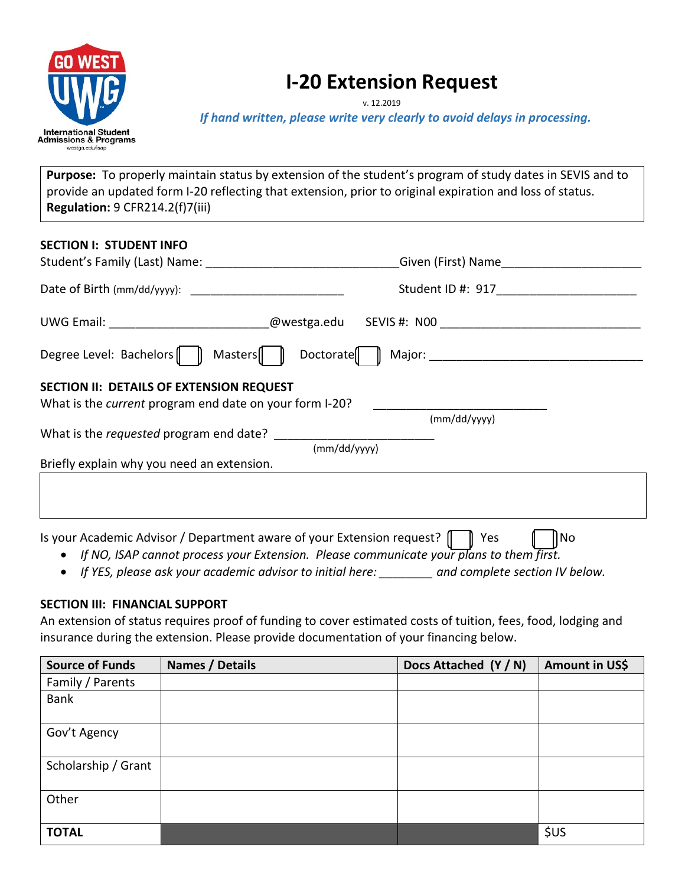# I-20 Extension Request

v. 12.2019

*If hand written, please write very clearly to avoid delays in processing.*

International Student Admissions & Programs
westga.edu/isap

**Purpose:** To properly maintain status by extension of the student's program of study dates in SEVIS and to provide an updated form I-20 reflecting that extension, prior to original expiration and loss of status.
**Regulation:** 9 CFR214.2(f)7(iii)

**SECTION I: STUDENT INFO**

Student's Family (Last) Name: ____________________________ Given (First) Name____________________

Date of Birth (mm/dd/yyyy): ______________________ Student ID #: 917___________________

UWG Email: _______________________@westga.edu SEVIS #: N00 ____________________________

Degree Level: Bachelors ☐ Masters ☐ Doctorate ☐ Major: ______________________________

**SECTION II: DETAILS OF EXTENSION REQUEST**

What is the *current* program end date on your form I-20? ________________________ (mm/dd/yyyy)

What is the *requested* program end date? ______________________ (mm/dd/yyyy)

Briefly explain why you need an extension.

Is your Academic Advisor / Department aware of your Extension request? ☐ Yes ☐ No

- *If NO, ISAP cannot process your Extension. Please communicate your plans to them first.*
- *If YES, please ask your academic advisor to initial here: ________ and complete section IV below.*

**SECTION III: FINANCIAL SUPPORT**

An extension of status requires proof of funding to cover estimated costs of tuition, fees, food, lodging and insurance during the extension. Please provide documentation of your financing below.

| Source of Funds | Names / Details | Docs Attached (Y / N) | Amount in US$ |
|---|---|---|---|
| Family / Parents | | | |
| Bank | | | |
| Gov't Agency | | | |
| Scholarship / Grant | | | |
| Other | | | |
| **TOTAL** | | | $US |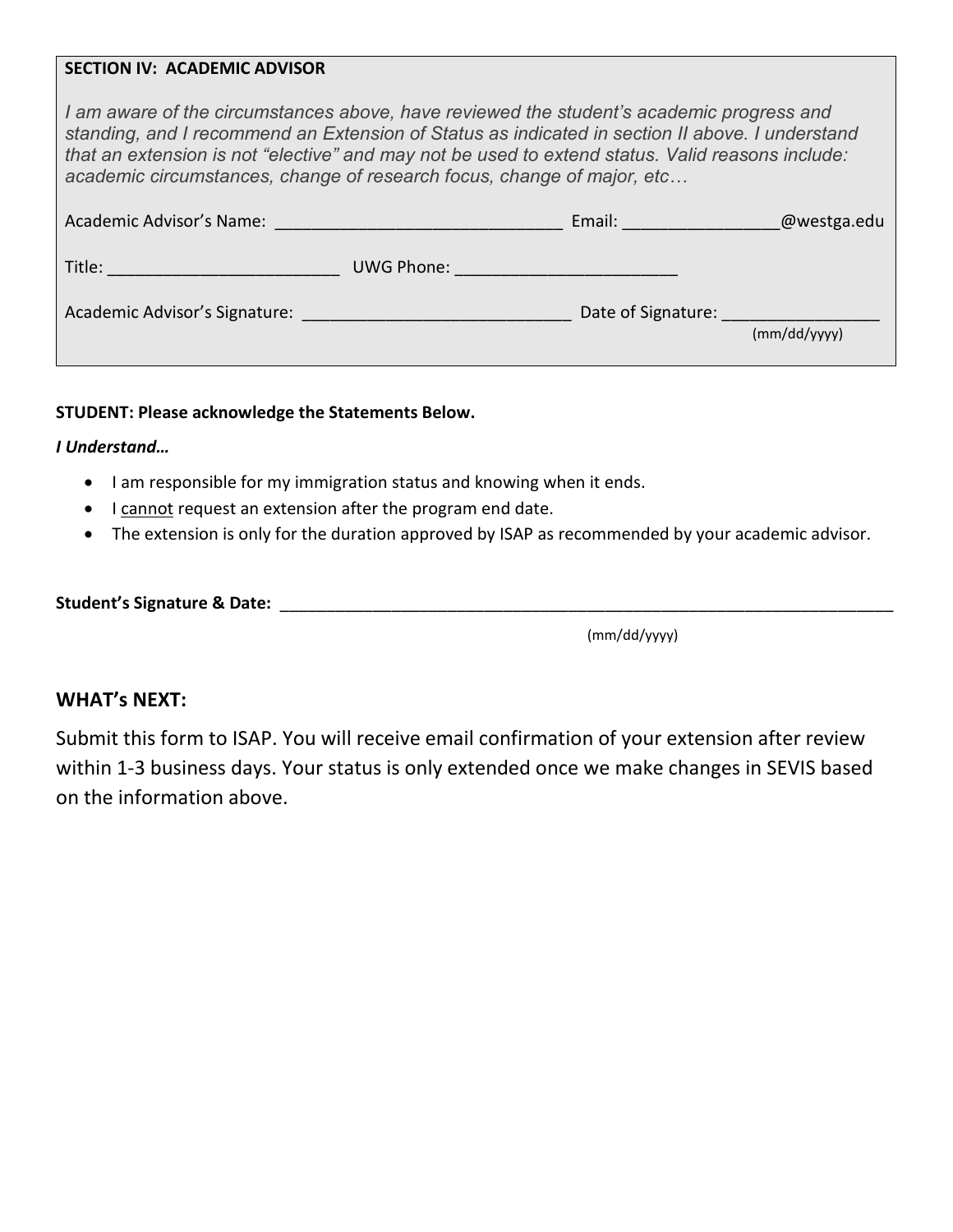**SECTION IV: ACADEMIC ADVISOR**

*I am aware of the circumstances above, have reviewed the student's academic progress and standing, and I recommend an Extension of Status as indicated in section II above. I understand that an extension is not "elective" and may not be used to extend status. Valid reasons include: academic circumstances, change of research focus, change of major, etc…*

Academic Advisor's Name: ______________________________ Email: ________________@westga.edu

Title: ________________________ UWG Phone: ______________________

Academic Advisor's Signature: ____________________________ Date of Signature: ________________ (mm/dd/yyyy)

**STUDENT: Please acknowledge the Statements Below.**

***I Understand…***

- I am responsible for my immigration status and knowing when it ends.
- I cannot request an extension after the program end date.
- The extension is only for the duration approved by ISAP as recommended by your academic advisor.

**Student's Signature & Date:** ________________________________________________________________ (mm/dd/yyyy)

## WHAT's NEXT:

Submit this form to ISAP. You will receive email confirmation of your extension after review within 1-3 business days. Your status is only extended once we make changes in SEVIS based on the information above.